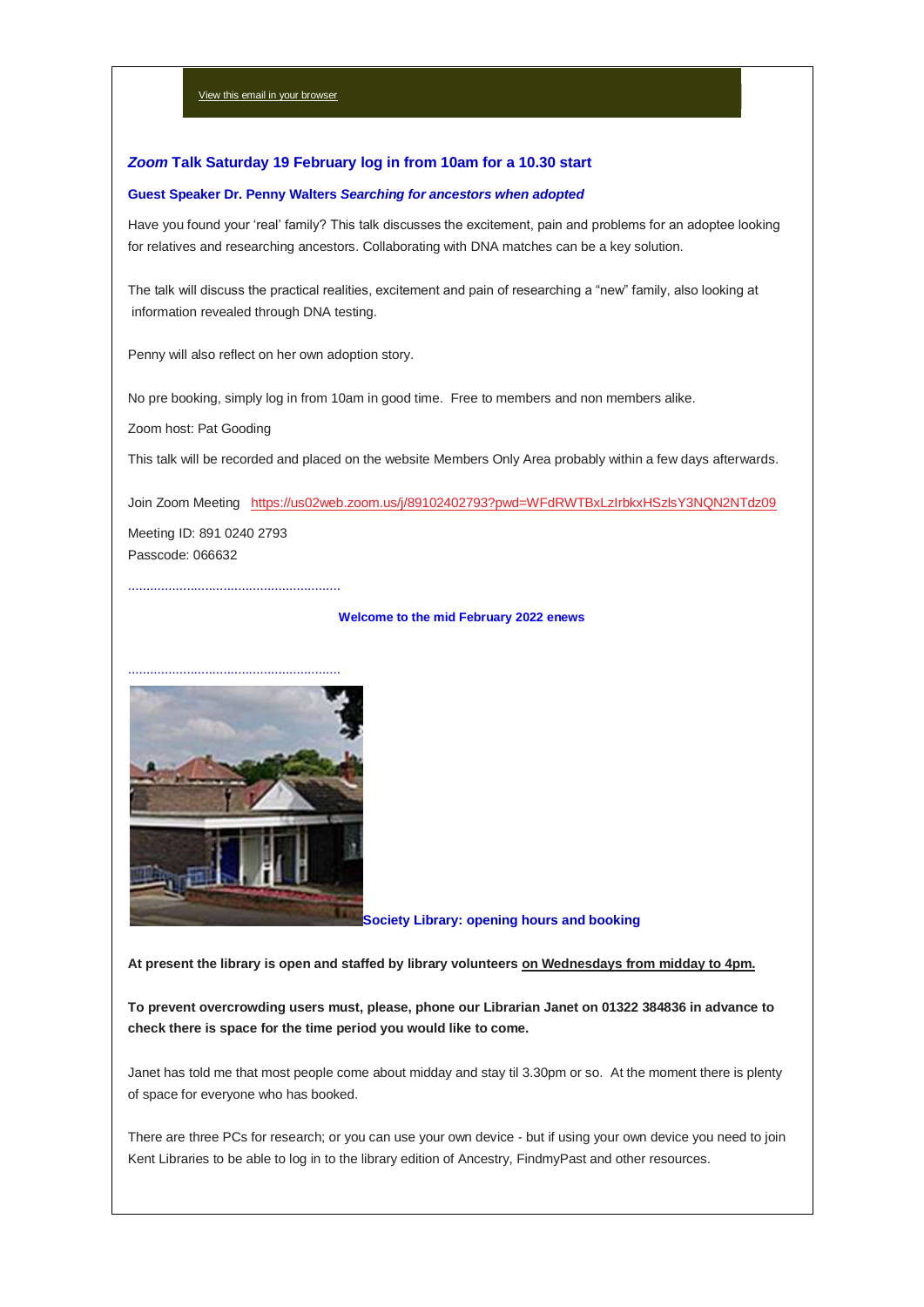View this email in your browser

## *Zoom* Talk Saturday 19 February log in from 10am for a 10.30 start

### Guest Speaker Dr. Penny Walters *Searching for ancestors when adopted*

Have you found your 'real' family? This talk discusses the excitement, pain and problems for an adoptee looking for relatives and researching ancestors. Collaborating with DNA matches can be a key solution.

The talk will discuss the practical realities, excitement and pain of researching a "new" family, also looking at information revealed through DNA testing.

Penny will also reflect on her own adoption story.

No pre booking, simply log in from 10am in good time. Free to members and non members alike.

Zoom host: Pat Gooding

This talk will be recorded and placed on the website Members Only Area probably within a few days afterwards.

Join Zoom Meeting https://us02web.zoom.us/j/89102402793?pwd=WFdRWTBxLzIrbkxHSzlsY3NQN2NTdz09

Meeting ID: 891 0240 2793
Passcode: 066632

..........................................................

**Welcome to the mid February 2022 enews**

..........................................................

### Society Library: opening hours and booking

**At present the library is open and staffed by library volunteers on Wednesdays from midday to 4pm.**

**To prevent overcrowding users must, please, phone our Librarian Janet on 01322 384836 in advance to check there is space for the time period you would like to come.**

Janet has told me that most people come about midday and stay til 3.30pm or so. At the moment there is plenty of space for everyone who has booked.

There are three PCs for research; or you can use your own device - but if using your own device you need to join Kent Libraries to be able to log in to the library edition of Ancestry, FindmyPast and other resources.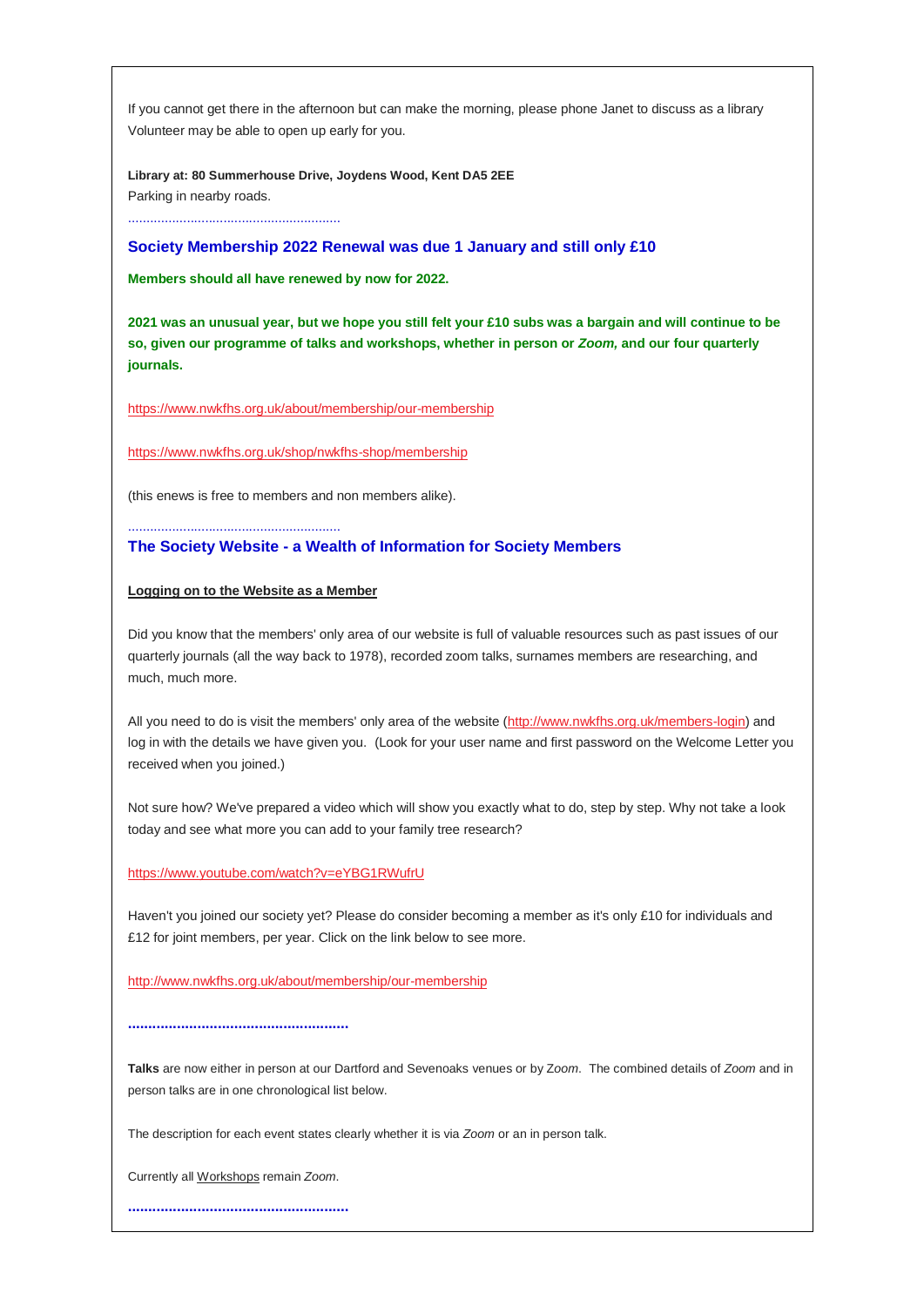If you cannot get there in the afternoon but can make the morning, please phone Janet to discuss as a library Volunteer may be able to open up early for you.

**Library at: 80 Summerhouse Drive, Joydens Wood, Kent DA5 2EE**
Parking in nearby roads.

.........................................................

## Society Membership 2022 Renewal was due 1 January and still only £10

**Members should all have renewed by now for 2022.**

**2021 was an unusual year, but we hope you still felt your £10 subs was a bargain and will continue to be so, given our programme of talks and workshops, whether in person or *Zoom,* and our four quarterly journals.**

https://www.nwkfhs.org.uk/about/membership/our-membership

https://www.nwkfhs.org.uk/shop/nwkfhs-shop/membership

(this enews is free to members and non members alike).

.........................................................

## The Society Website - a Wealth of Information for Society Members

**Logging on to the Website as a Member**

Did you know that the members' only area of our website is full of valuable resources such as past issues of our quarterly journals (all the way back to 1978), recorded zoom talks, surnames members are researching, and much, much more.

All you need to do is visit the members' only area of the website (http://www.nwkfhs.org.uk/members-login) and log in with the details we have given you. (Look for your user name and first password on the Welcome Letter you received when you joined.)

Not sure how? We've prepared a video which will show you exactly what to do, step by step. Why not take a look today and see what more you can add to your family tree research?

https://www.youtube.com/watch?v=eYBG1RWufrU

Haven't you joined our society yet? Please do consider becoming a member as it's only £10 for individuals and £12 for joint members, per year. Click on the link below to see more.

http://www.nwkfhs.org.uk/about/membership/our-membership

.....................................................

**Talks** are now either in person at our Dartford and Sevenoaks venues or by *Zoom*. The combined details of *Zoom* and in person talks are in one chronological list below.

The description for each event states clearly whether it is via *Zoom* or an in person talk.

Currently all Workshops remain *Zoom*.

.....................................................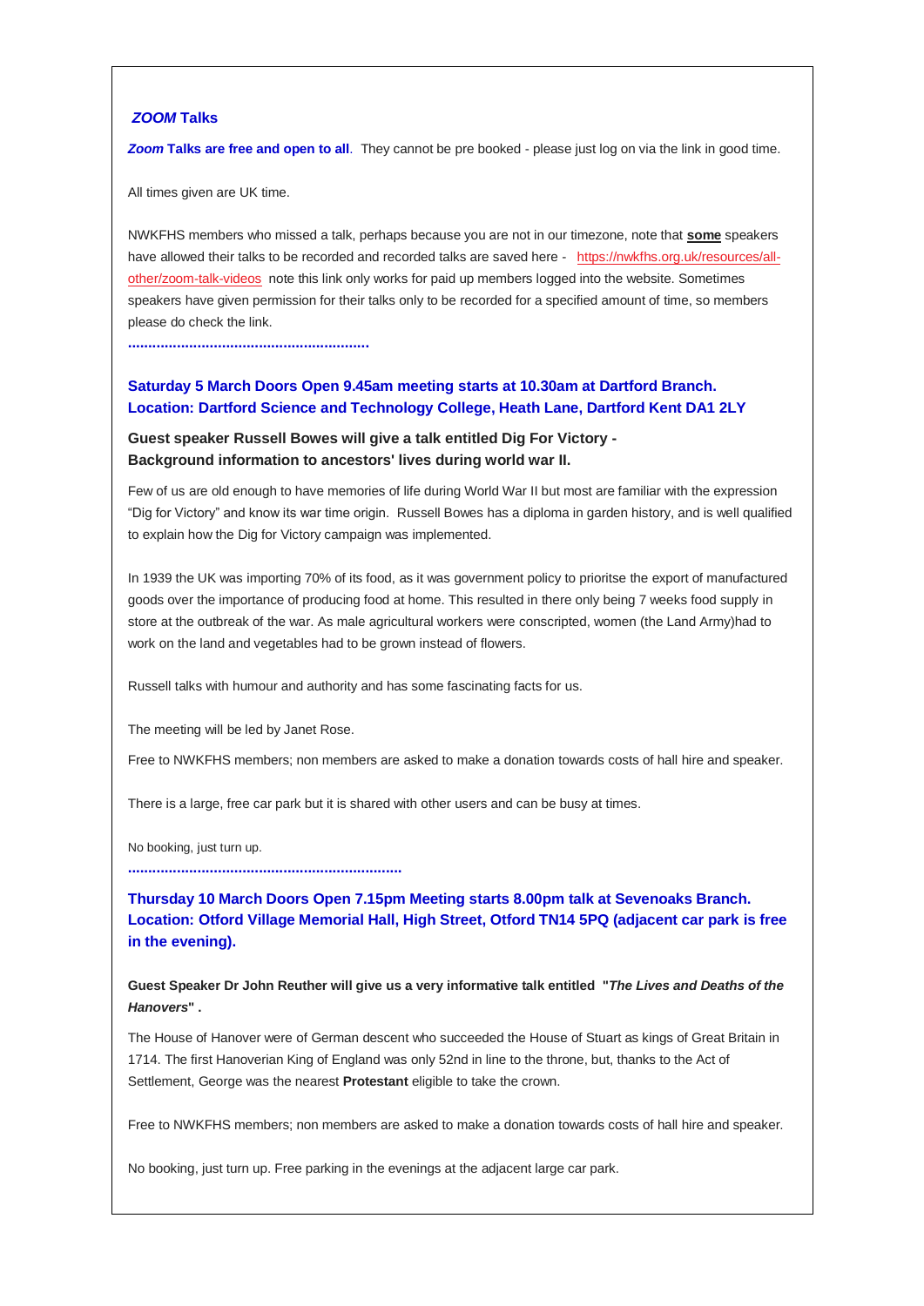### *ZOOM* Talks

***Zoom* Talks are free and open to all**. They cannot be pre booked - please just log on via the link in good time.

All times given are UK time.

NWKFHS members who missed a talk, perhaps because you are not in our timezone, note that **some** speakers have allowed their talks to be recorded and recorded talks are saved here - https://nwkfhs.org.uk/resources/all-other/zoom-talk-videos note this link only works for paid up members logged into the website. Sometimes speakers have given permission for their talks only to be recorded for a specified amount of time, so members please do check the link.

**.........................................................**

**Saturday 5 March Doors Open 9.45am meeting starts at 10.30am at Dartford Branch.**
**Location: Dartford Science and Technology College, Heath Lane, Dartford Kent DA1 2LY**

**Guest speaker Russell Bowes will give a talk entitled Dig For Victory -**
**Background information to ancestors' lives during world war II.**

Few of us are old enough to have memories of life during World War II but most are familiar with the expression "Dig for Victory" and know its war time origin. Russell Bowes has a diploma in garden history, and is well qualified to explain how the Dig for Victory campaign was implemented.

In 1939 the UK was importing 70% of its food, as it was government policy to prioritse the export of manufactured goods over the importance of producing food at home. This resulted in there only being 7 weeks food supply in store at the outbreak of the war. As male agricultural workers were conscripted, women (the Land Army)had to work on the land and vegetables had to be grown instead of flowers.

Russell talks with humour and authority and has some fascinating facts for us.

The meeting will be led by Janet Rose.

Free to NWKFHS members; non members are asked to make a donation towards costs of hall hire and speaker.

There is a large, free car park but it is shared with other users and can be busy at times.

No booking, just turn up.

**.................................................................**

**Thursday 10 March Doors Open 7.15pm Meeting starts 8.00pm talk at Sevenoaks Branch.**
**Location: Otford Village Memorial Hall, High Street, Otford TN14 5PQ (adjacent car park is free in the evening).**

**Guest Speaker Dr John Reuther will give us a very informative talk entitled "*The Lives and Deaths of the Hanovers*" .**

The House of Hanover were of German descent who succeeded the House of Stuart as kings of Great Britain in 1714. The first Hanoverian King of England was only 52nd in line to the throne, but, thanks to the Act of Settlement, George was the nearest **Protestant** eligible to take the crown.

Free to NWKFHS members; non members are asked to make a donation towards costs of hall hire and speaker.

No booking, just turn up. Free parking in the evenings at the adjacent large car park.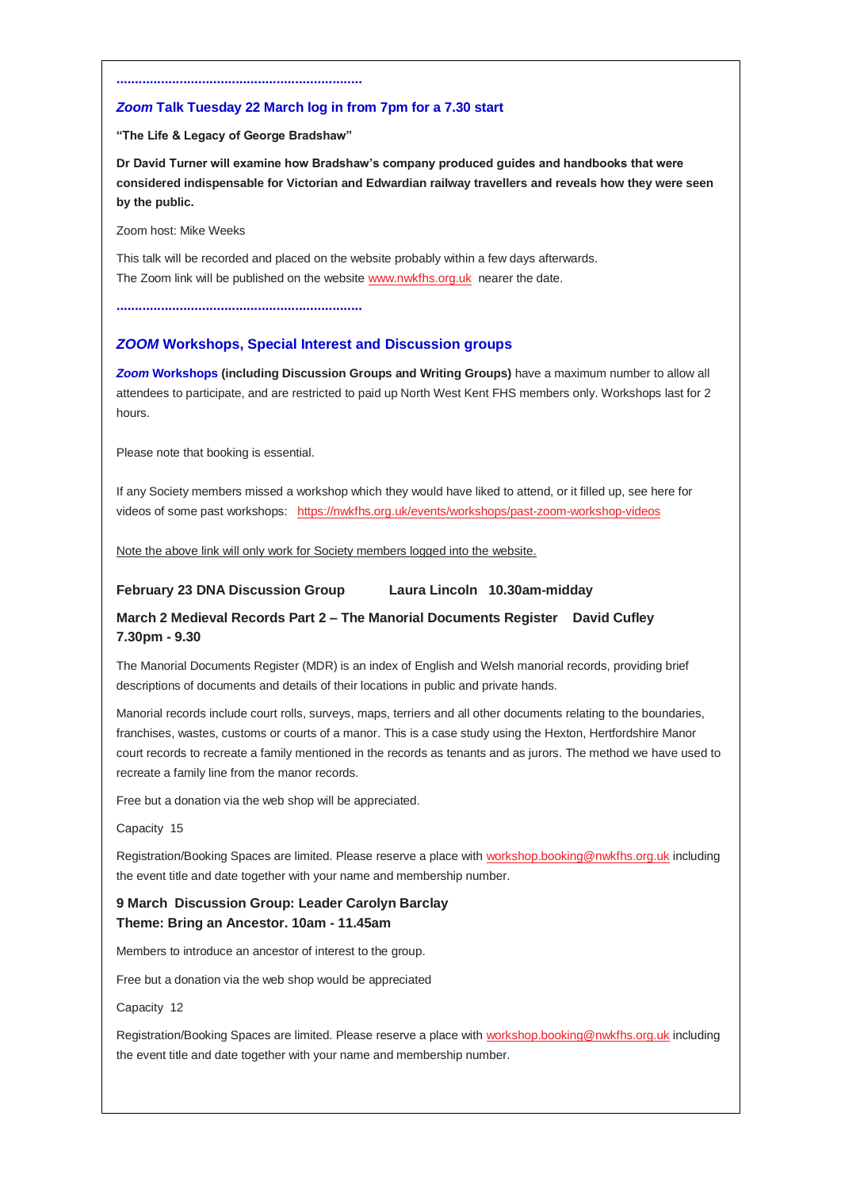..................................................................

### *Zoom* Talk Tuesday 22 March log in from 7pm for a 7.30 start

**"The Life & Legacy of George Bradshaw"**

**Dr David Turner will examine how Bradshaw's company produced guides and handbooks that were considered indispensable for Victorian and Edwardian railway travellers and reveals how they were seen by the public.**

Zoom host: Mike Weeks

This talk will be recorded and placed on the website probably within a few days afterwards.
The Zoom link will be published on the website www.nwkfhs.org.uk nearer the date.

..................................................................

## *ZOOM* Workshops, Special Interest and Discussion groups

***Zoom* Workshops (including Discussion Groups and Writing Groups)** have a maximum number to allow all attendees to participate, and are restricted to paid up North West Kent FHS members only. Workshops last for 2 hours.

Please note that booking is essential.

If any Society members missed a workshop which they would have liked to attend, or it filled up, see here for videos of some past workshops: https://nwkfhs.org.uk/events/workshops/past-zoom-workshop-videos

Note the above link will only work for Society members logged into the website.

**February 23 DNA Discussion Group Laura Lincoln 10.30am-midday**

**March 2 Medieval Records Part 2 – The Manorial Documents Register David Cufley 7.30pm - 9.30**

The Manorial Documents Register (MDR) is an index of English and Welsh manorial records, providing brief descriptions of documents and details of their locations in public and private hands.

Manorial records include court rolls, surveys, maps, terriers and all other documents relating to the boundaries, franchises, wastes, customs or courts of a manor. This is a case study using the Hexton, Hertfordshire Manor court records to recreate a family mentioned in the records as tenants and as jurors. The method we have used to recreate a family line from the manor records.

Free but a donation via the web shop will be appreciated.

Capacity 15

Registration/Booking Spaces are limited. Please reserve a place with workshop.booking@nwkfhs.org.uk including the event title and date together with your name and membership number.

**9 March Discussion Group: Leader Carolyn Barclay**
**Theme: Bring an Ancestor. 10am - 11.45am**

Members to introduce an ancestor of interest to the group.

Free but a donation via the web shop would be appreciated

Capacity 12

Registration/Booking Spaces are limited. Please reserve a place with workshop.booking@nwkfhs.org.uk including the event title and date together with your name and membership number.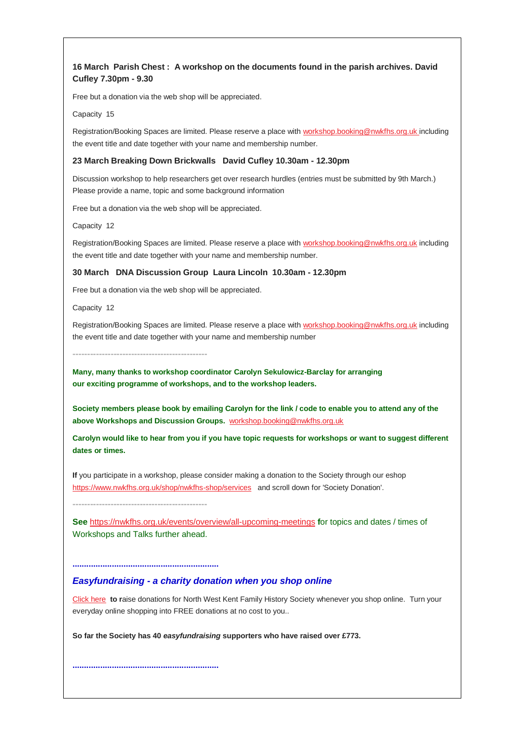**16 March Parish Chest : A workshop on the documents found in the parish archives. David Cufley 7.30pm - 9.30**

Free but a donation via the web shop will be appreciated.

Capacity 15

Registration/Booking Spaces are limited. Please reserve a place with workshop.booking@nwkfhs.org.uk including the event title and date together with your name and membership number.

**23 March Breaking Down Brickwalls David Cufley 10.30am - 12.30pm**

Discussion workshop to help researchers get over research hurdles (entries must be submitted by 9th March.) Please provide a name, topic and some background information

Free but a donation via the web shop will be appreciated.

Capacity 12

Registration/Booking Spaces are limited. Please reserve a place with workshop.booking@nwkfhs.org.uk including the event title and date together with your name and membership number.

**30 March DNA Discussion Group Laura Lincoln 10.30am - 12.30pm**

Free but a donation via the web shop will be appreciated.

Capacity 12

Registration/Booking Spaces are limited. Please reserve a place with workshop.booking@nwkfhs.org.uk including the event title and date together with your name and membership number

---

**Many, many thanks to workshop coordinator Carolyn Sekulowicz-Barclay for arranging our exciting programme of workshops, and to the workshop leaders.**

**Society members please book by emailing Carolyn for the link / code to enable you to attend any of the above Workshops and Discussion Groups.** workshop.booking@nwkfhs.org.uk

**Carolyn would like to hear from you if you have topic requests for workshops or want to suggest different dates or times.**

**If** you participate in a workshop, please consider making a donation to the Society through our eshop https://www.nwkfhs.org.uk/shop/nwkfhs-shop/services and scroll down for 'Society Donation'.

---

**See** https://nwkfhs.org.uk/events/overview/all-upcoming-meetings **f**or topics and dates / times of Workshops and Talks further ahead.

**.............................................................**

## *Easyfundraising - a charity donation when you shop online*

Click here **to r**aise donations for North West Kent Family History Society whenever you shop online. Turn your everyday online shopping into FREE donations at no cost to you..

**So far the Society has 40 *easyfundraising* supporters who have raised over £773.**

**.............................................................**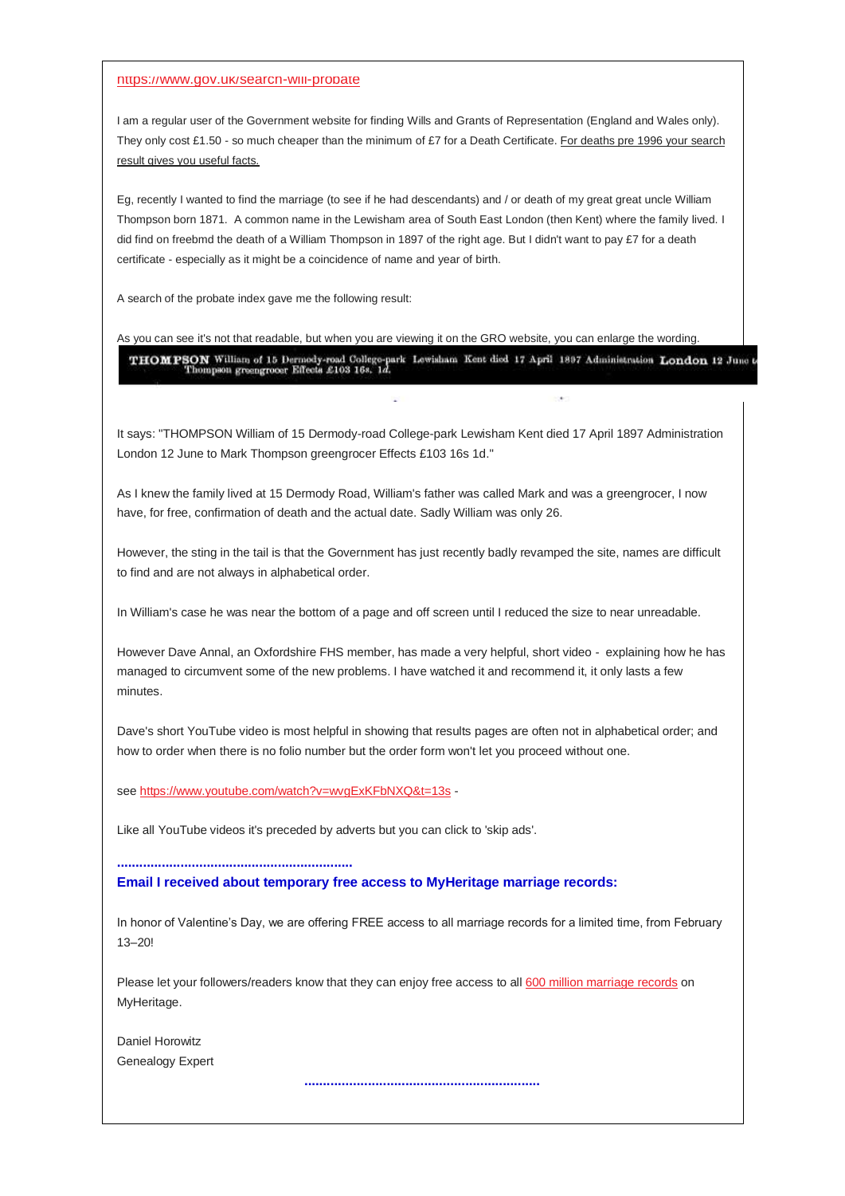https://www.gov.uk/search-will-probate

I am a regular user of the Government website for finding Wills and Grants of Representation (England and Wales only). They only cost £1.50 - so much cheaper than the minimum of £7 for a Death Certificate. For deaths pre 1996 your search result gives you useful facts.

Eg, recently I wanted to find the marriage (to see if he had descendants) and / or death of my great great uncle William Thompson born 1871. A common name in the Lewisham area of South East London (then Kent) where the family lived. I did find on freebmd the death of a William Thompson in 1897 of the right age. But I didn't want to pay £7 for a death certificate - especially as it might be a coincidence of name and year of birth.

A search of the probate index gave me the following result:

As you can see it's not that readable, but when you are viewing it on the GRO website, you can enlarge the wording.

THOMPSON William of 15 Dermody-road College-park Lewisham Kent died 17 April 1897 Administration London 12 June to Thompson greengrocer Effects £103 16s. 1d.

It says: "THOMPSON William of 15 Dermody-road College-park Lewisham Kent died 17 April 1897 Administration London 12 June to Mark Thompson greengrocer Effects £103 16s 1d."

As I knew the family lived at 15 Dermody Road, William's father was called Mark and was a greengrocer, I now have, for free, confirmation of death and the actual date. Sadly William was only 26.

However, the sting in the tail is that the Government has just recently badly revamped the site, names are difficult to find and are not always in alphabetical order.

In William's case he was near the bottom of a page and off screen until I reduced the size to near unreadable.

However Dave Annal, an Oxfordshire FHS member, has made a very helpful, short video - explaining how he has managed to circumvent some of the new problems. I have watched it and recommend it, it only lasts a few minutes.

Dave's short YouTube video is most helpful in showing that results pages are often not in alphabetical order; and how to order when there is no folio number but the order form won't let you proceed without one.

see https://www.youtube.com/watch?v=wvgExKFbNXQ&t=13s -

Like all YouTube videos it's preceded by adverts but you can click to 'skip ads'.

..............................................................

**Email I received about temporary free access to MyHeritage marriage records:**

In honor of Valentine's Day, we are offering FREE access to all marriage records for a limited time, from February 13–20!

Please let your followers/readers know that they can enjoy free access to all 600 million marriage records on MyHeritage.

Daniel Horowitz
Genealogy Expert

..............................................................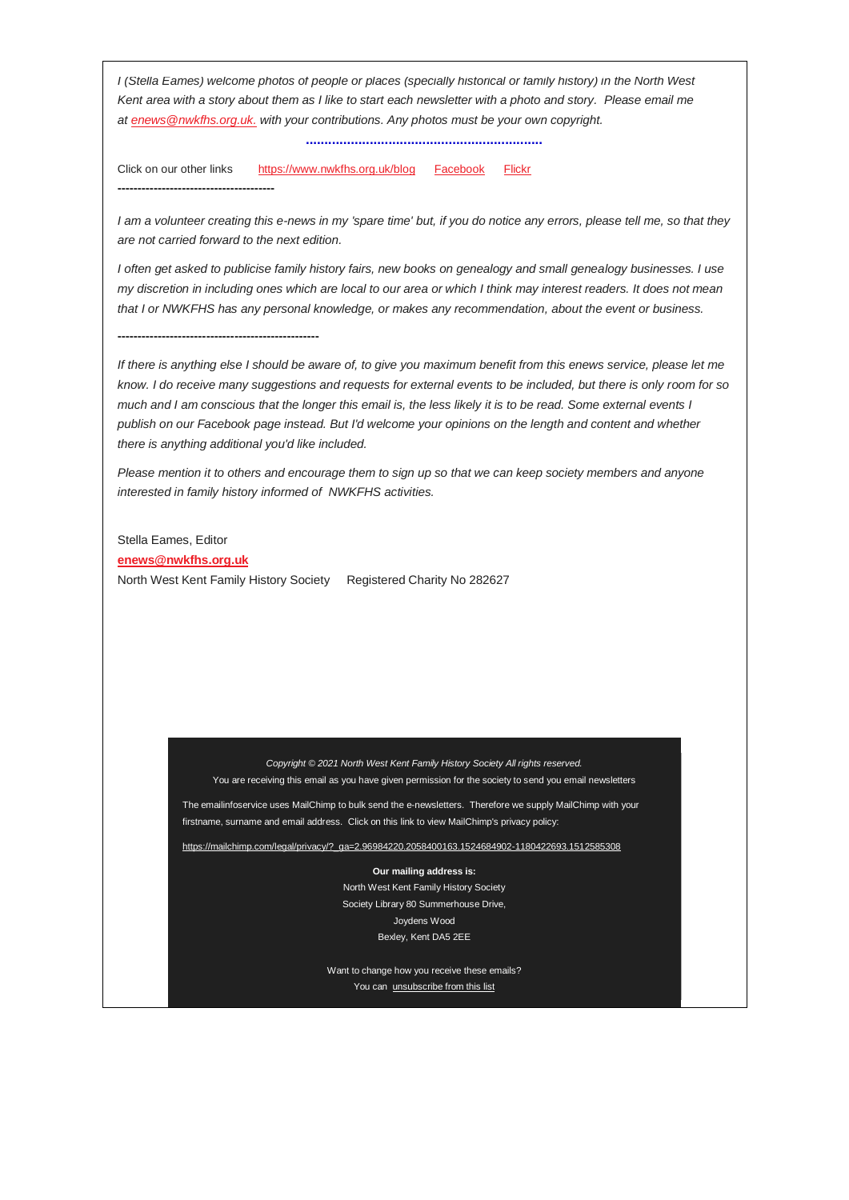*I (Stella Eames) welcome photos of people or places (specially historical or family history) in the North West Kent area with a story about them as I like to start each newsletter with a photo and story. Please email me at enews@nwkfhs.org.uk. with your contributions. Any photos must be your own copyright.*

...............................................................

Click on our other links https://www.nwkfhs.org.uk/blog Facebook Flickr

---

*I am a volunteer creating this e-news in my 'spare time' but, if you do notice any errors, please tell me, so that they are not carried forward to the next edition.*

*I often get asked to publicise family history fairs, new books on genealogy and small genealogy businesses. I use my discretion in including ones which are local to our area or which I think may interest readers. It does not mean that I or NWKFHS has any personal knowledge, or makes any recommendation, about the event or business.*

---

*If there is anything else I should be aware of, to give you maximum benefit from this enews service, please let me know. I do receive many suggestions and requests for external events to be included, but there is only room for so much and I am conscious that the longer this email is, the less likely it is to be read. Some external events I publish on our Facebook page instead. But I'd welcome your opinions on the length and content and whether there is anything additional you'd like included.*

*Please mention it to others and encourage them to sign up so that we can keep society members and anyone interested in family history informed of NWKFHS activities.*

Stella Eames, Editor

**enews@nwkfhs.org.uk**

North West Kent Family History Society Registered Charity No 282627

*Copyright © 2021 North West Kent Family History Society All rights reserved.*

You are receiving this email as you have given permission for the society to send you email newsletters

The emailinfoservice uses MailChimp to bulk send the e-newsletters. Therefore we supply MailChimp with your firstname, surname and email address. Click on this link to view MailChimp's privacy policy:

https://mailchimp.com/legal/privacy/?_ga=2.96984220.2058400163.1524684902-1180422693.1512585308

**Our mailing address is:**

North West Kent Family History Society
Society Library 80 Summerhouse Drive,
Joydens Wood
Bexley, Kent DA5 2EE

Want to change how you receive these emails?
You can unsubscribe from this list